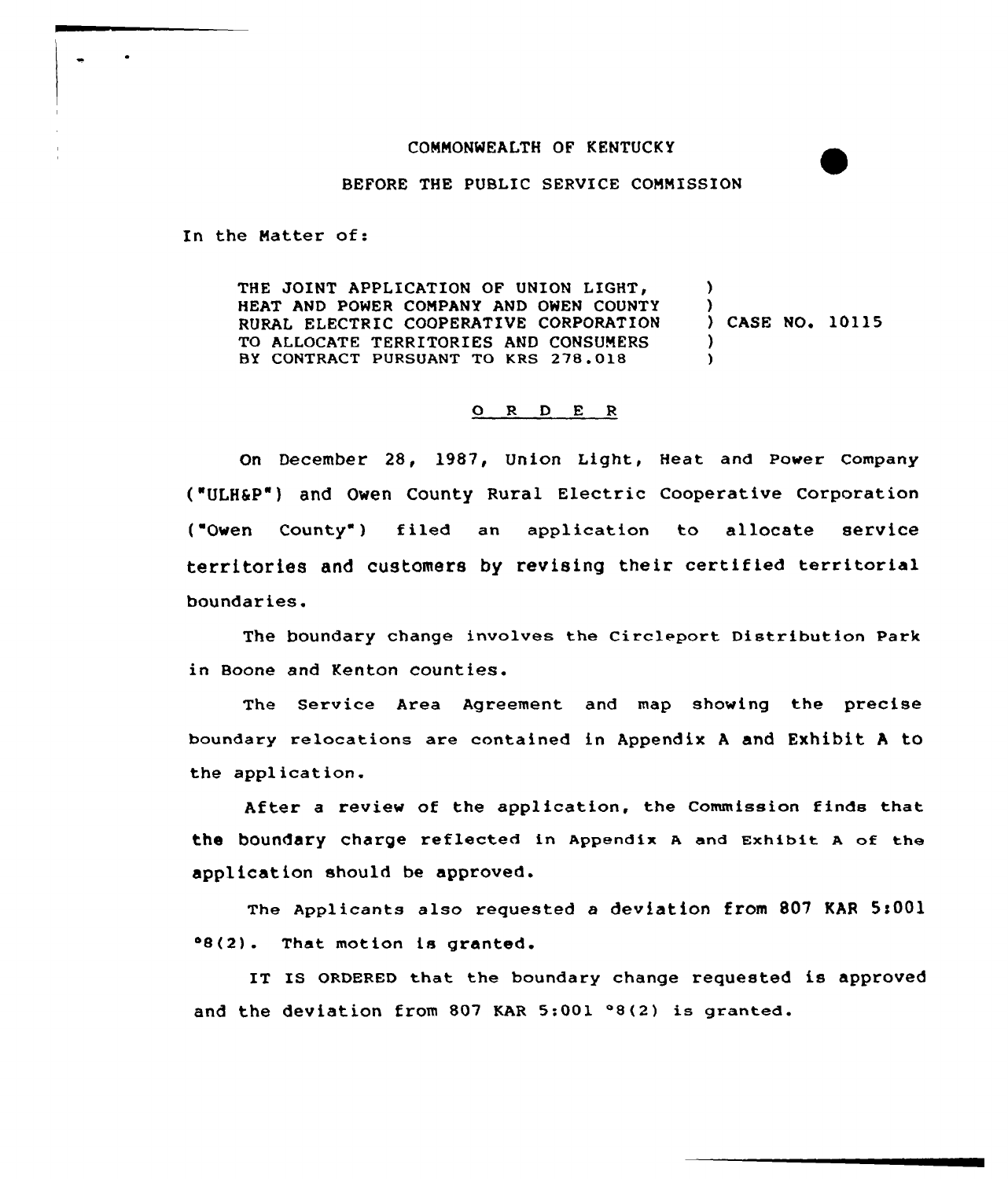COMMONWEALTH OF KENTUCKY

BEFORE THE PUBLIC SERVICE COMMISSION

In the Matter of:

THE JOINT APPLICATION OF UNION LIGHT, HEAT AND POWER COMPANY AND OWEN COUNTY RURAL ELECTRIC COOPERATIVE CORPORATION TO ALLOCATE TERRITORIES AND CONSUMERS BY CONTRACT PURSUANT TO KRS 278.018 ) CASE NO. 10115

O R D E R

On December 28, 1987, Union Light, Heat and Power Company ("ULH&P") and Owen County Rural Electric Cooperative Corporation ("Owen County") filed an application to allocate service territories and customers by revising their certified territorial boundaries.

The boundary change involves the Circleport Distribution Park in Boone and Kenton counties.

The Service Area Agreement and map showing the precise boundary relocations are contained in Appendix A and Exhibit A to the application.

After a review of the application, the Commission finds that the boundary charge reflected in Appendix A and Exhibit A of the application should be approved.

The Applicants also requested a deviation from 807 KAR 5:001 °8(2). That motion is granted.

IT IS ORDERED that the boundary change requested is approved and the deviation from 807 KAR 5:001 °8(2) is granted.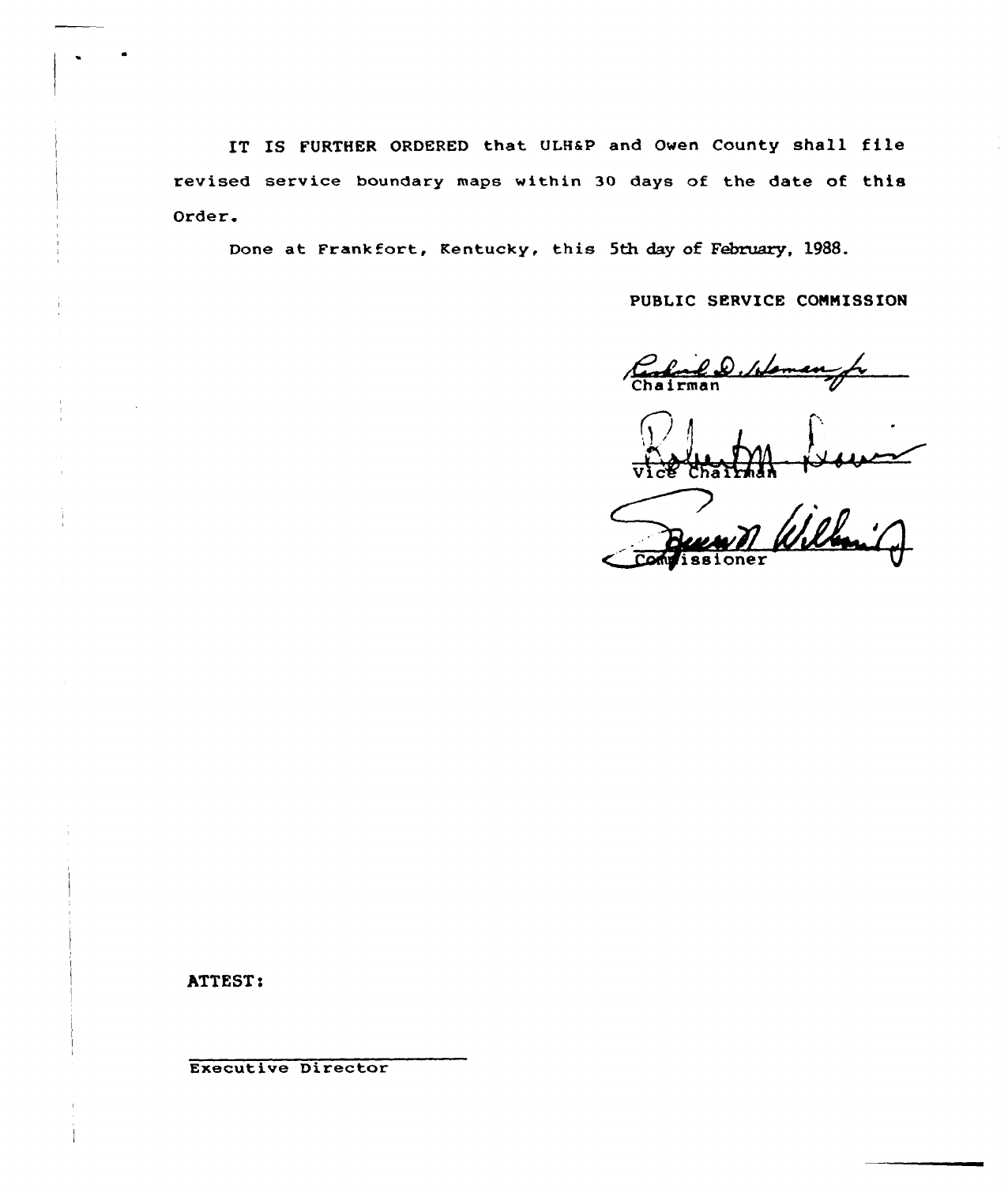IT IS FURTHER ORDERED that ULH&P and Owen County shall file revised service boundary maps within 30 days of the date of this Order.

Done at Frankfort, Kentucky, this 5th day of February, 1988.

PUBLIC SERVICE COMMISSION

Chairman

Vice Chairman

Commissioner

ATTEST:

Executive Director